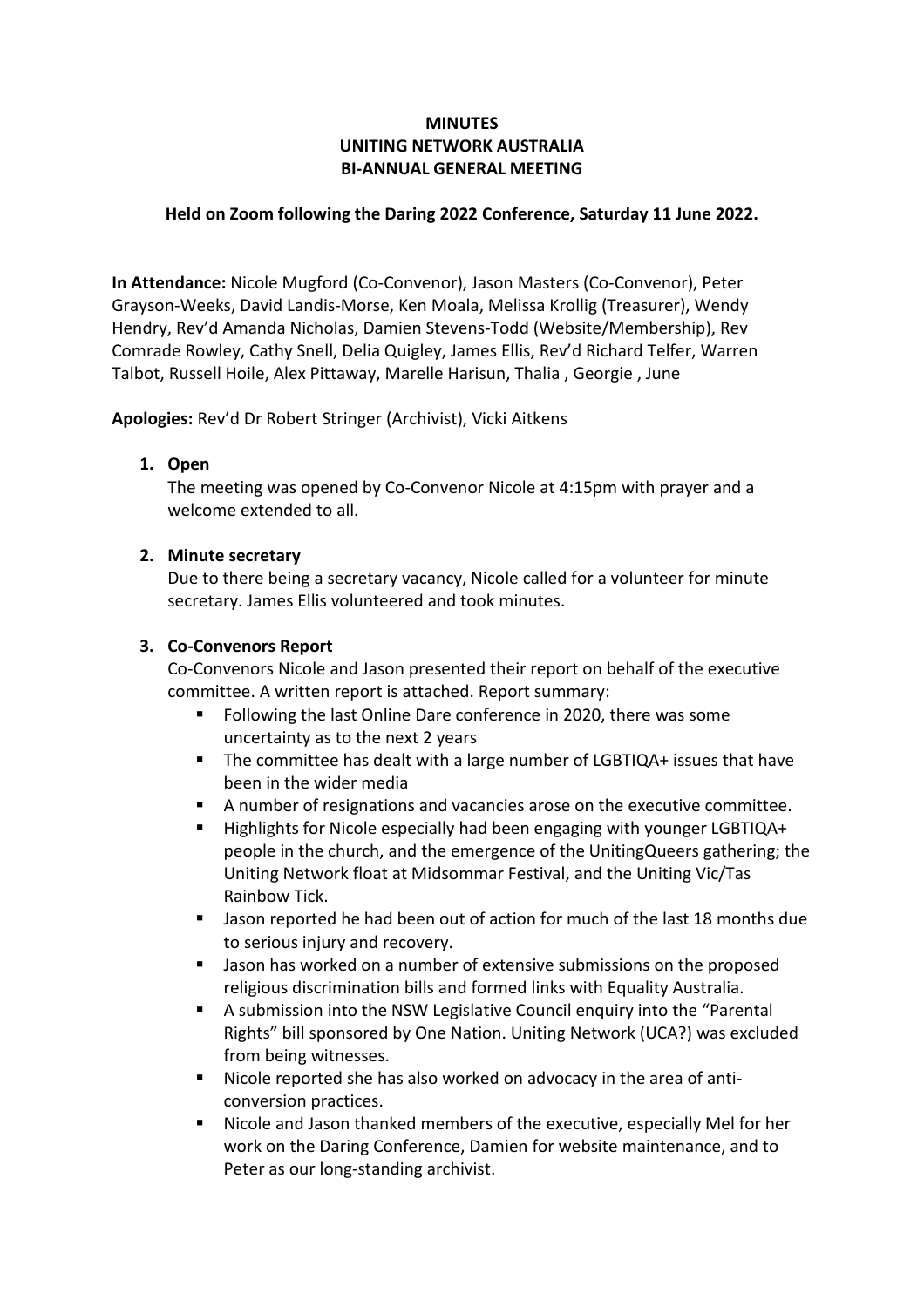# MINUTES
# UNITING NETWORK AUSTRALIA
# BI-ANNUAL GENERAL MEETING

**Held on Zoom following the Daring 2022 Conference, Saturday 11 June 2022.**

**In Attendance:** Nicole Mugford (Co-Convenor), Jason Masters (Co-Convenor), Peter Grayson-Weeks, David Landis-Morse, Ken Moala, Melissa Krollig (Treasurer), Wendy Hendry, Rev'd Amanda Nicholas, Damien Stevens-Todd (Website/Membership), Rev Comrade Rowley, Cathy Snell, Delia Quigley, James Ellis, Rev'd Richard Telfer, Warren Talbot, Russell Hoile, Alex Pittaway, Marelle Harisun, Thalia , Georgie , June

**Apologies:** Rev'd Dr Robert Stringer (Archivist), Vicki Aitkens

1. **Open**
   The meeting was opened by Co-Convenor Nicole at 4:15pm with prayer and a welcome extended to all.

2. **Minute secretary**
   Due to there being a secretary vacancy, Nicole called for a volunteer for minute secretary. James Ellis volunteered and took minutes.

3. **Co-Convenors Report**
   Co-Convenors Nicole and Jason presented their report on behalf of the executive committee. A written report is attached. Report summary:
   - Following the last Online Dare conference in 2020, there was some uncertainty as to the next 2 years
   - The committee has dealt with a large number of LGBTIQA+ issues that have been in the wider media
   - A number of resignations and vacancies arose on the executive committee.
   - Highlights for Nicole especially had been engaging with younger LGBTIQA+ people in the church, and the emergence of the UnitingQueers gathering; the Uniting Network float at Midsommar Festival, and the Uniting Vic/Tas Rainbow Tick.
   - Jason reported he had been out of action for much of the last 18 months due to serious injury and recovery.
   - Jason has worked on a number of extensive submissions on the proposed religious discrimination bills and formed links with Equality Australia.
   - A submission into the NSW Legislative Council enquiry into the "Parental Rights" bill sponsored by One Nation. Uniting Network (UCA?) was excluded from being witnesses.
   - Nicole reported she has also worked on advocacy in the area of anti-conversion practices.
   - Nicole and Jason thanked members of the executive, especially Mel for her work on the Daring Conference, Damien for website maintenance, and to Peter as our long-standing archivist.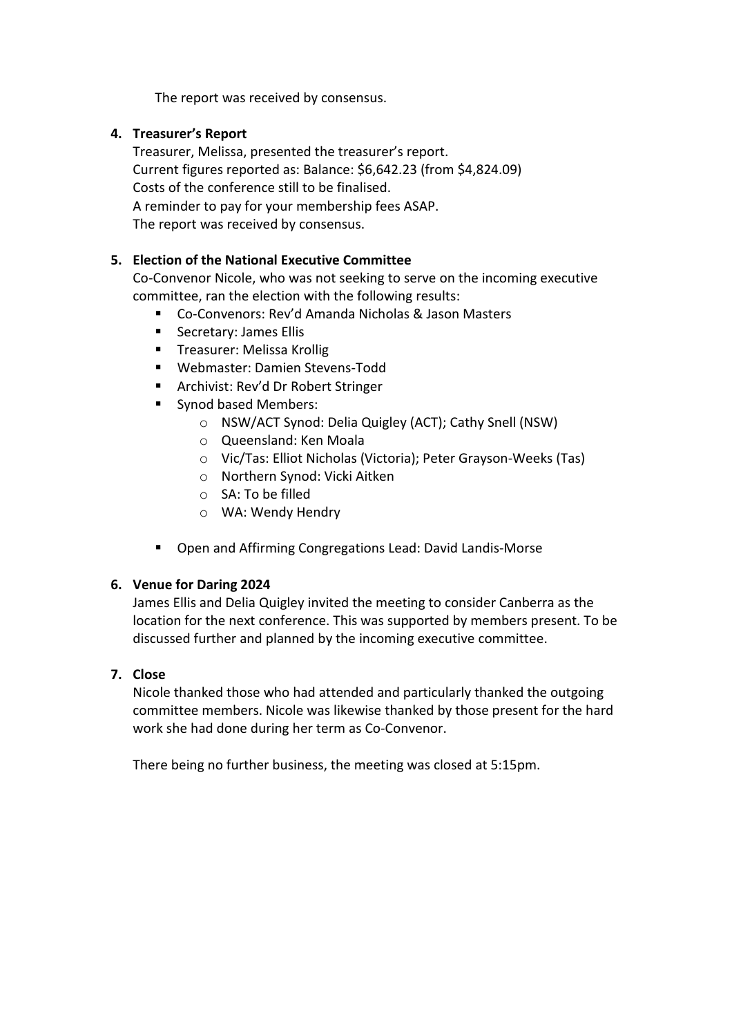The report was received by consensus.

4. **Treasurer's Report**
   Treasurer, Melissa, presented the treasurer's report.
   Current figures reported as: Balance: $6,642.23 (from $4,824.09)
   Costs of the conference still to be finalised.
   A reminder to pay for your membership fees ASAP.
   The report was received by consensus.

5. **Election of the National Executive Committee**
   Co-Convenor Nicole, who was not seeking to serve on the incoming executive committee, ran the election with the following results:
   - Co-Convenors: Rev'd Amanda Nicholas & Jason Masters
   - Secretary: James Ellis
   - Treasurer: Melissa Krollig
   - Webmaster: Damien Stevens-Todd
   - Archivist: Rev'd Dr Robert Stringer
   - Synod based Members:
     - NSW/ACT Synod: Delia Quigley (ACT); Cathy Snell (NSW)
     - Queensland: Ken Moala
     - Vic/Tas: Elliot Nicholas (Victoria); Peter Grayson-Weeks (Tas)
     - Northern Synod: Vicki Aitken
     - SA: To be filled
     - WA: Wendy Hendry
   - Open and Affirming Congregations Lead: David Landis-Morse

6. **Venue for Daring 2024**
   James Ellis and Delia Quigley invited the meeting to consider Canberra as the location for the next conference. This was supported by members present. To be discussed further and planned by the incoming executive committee.

7. **Close**
   Nicole thanked those who had attended and particularly thanked the outgoing committee members. Nicole was likewise thanked by those present for the hard work she had done during her term as Co-Convenor.

   There being no further business, the meeting was closed at 5:15pm.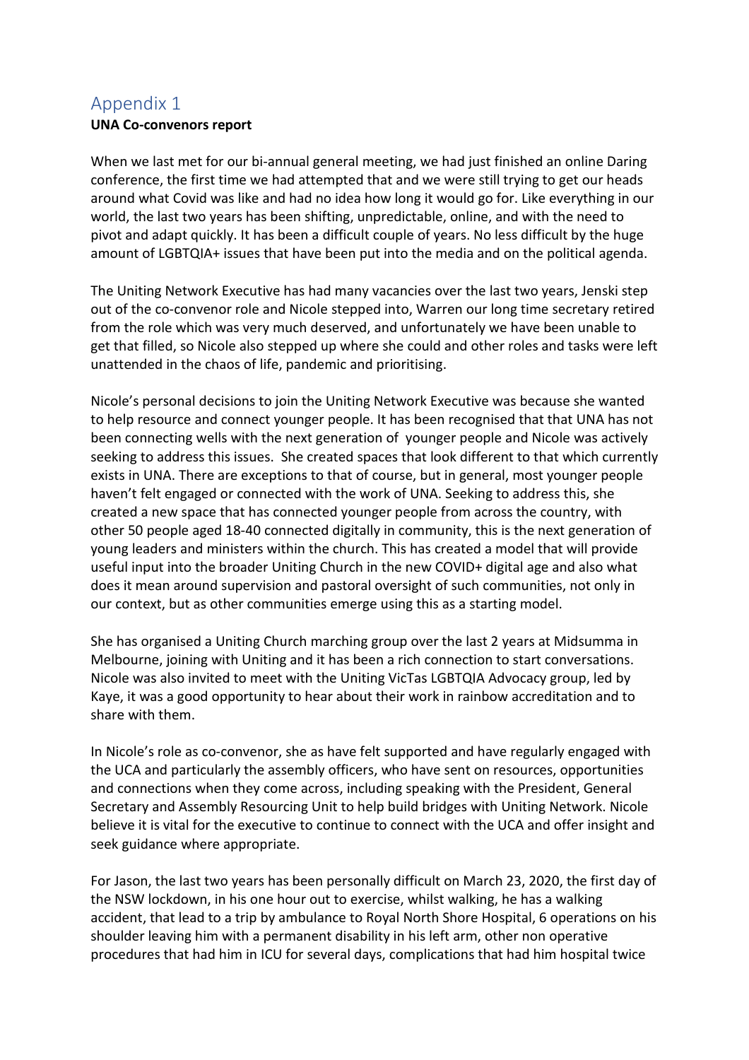## Appendix 1

**UNA Co-convenors report**

When we last met for our bi-annual general meeting, we had just finished an online Daring conference, the first time we had attempted that and we were still trying to get our heads around what Covid was like and had no idea how long it would go for. Like everything in our world, the last two years has been shifting, unpredictable, online, and with the need to pivot and adapt quickly. It has been a difficult couple of years. No less difficult by the huge amount of LGBTQIA+ issues that have been put into the media and on the political agenda.

The Uniting Network Executive has had many vacancies over the last two years, Jenski step out of the co-convenor role and Nicole stepped into, Warren our long time secretary retired from the role which was very much deserved, and unfortunately we have been unable to get that filled, so Nicole also stepped up where she could and other roles and tasks were left unattended in the chaos of life, pandemic and prioritising.

Nicole's personal decisions to join the Uniting Network Executive was because she wanted to help resource and connect younger people. It has been recognised that that UNA has not been connecting wells with the next generation of younger people and Nicole was actively seeking to address this issues. She created spaces that look different to that which currently exists in UNA. There are exceptions to that of course, but in general, most younger people haven't felt engaged or connected with the work of UNA. Seeking to address this, she created a new space that has connected younger people from across the country, with other 50 people aged 18-40 connected digitally in community, this is the next generation of young leaders and ministers within the church. This has created a model that will provide useful input into the broader Uniting Church in the new COVID+ digital age and also what does it mean around supervision and pastoral oversight of such communities, not only in our context, but as other communities emerge using this as a starting model.

She has organised a Uniting Church marching group over the last 2 years at Midsumma in Melbourne, joining with Uniting and it has been a rich connection to start conversations. Nicole was also invited to meet with the Uniting VicTas LGBTQIA Advocacy group, led by Kaye, it was a good opportunity to hear about their work in rainbow accreditation and to share with them.

In Nicole's role as co-convenor, she as have felt supported and have regularly engaged with the UCA and particularly the assembly officers, who have sent on resources, opportunities and connections when they come across, including speaking with the President, General Secretary and Assembly Resourcing Unit to help build bridges with Uniting Network. Nicole believe it is vital for the executive to continue to connect with the UCA and offer insight and seek guidance where appropriate.

For Jason, the last two years has been personally difficult on March 23, 2020, the first day of the NSW lockdown, in his one hour out to exercise, whilst walking, he has a walking accident, that lead to a trip by ambulance to Royal North Shore Hospital, 6 operations on his shoulder leaving him with a permanent disability in his left arm, other non operative procedures that had him in ICU for several days, complications that had him hospital twice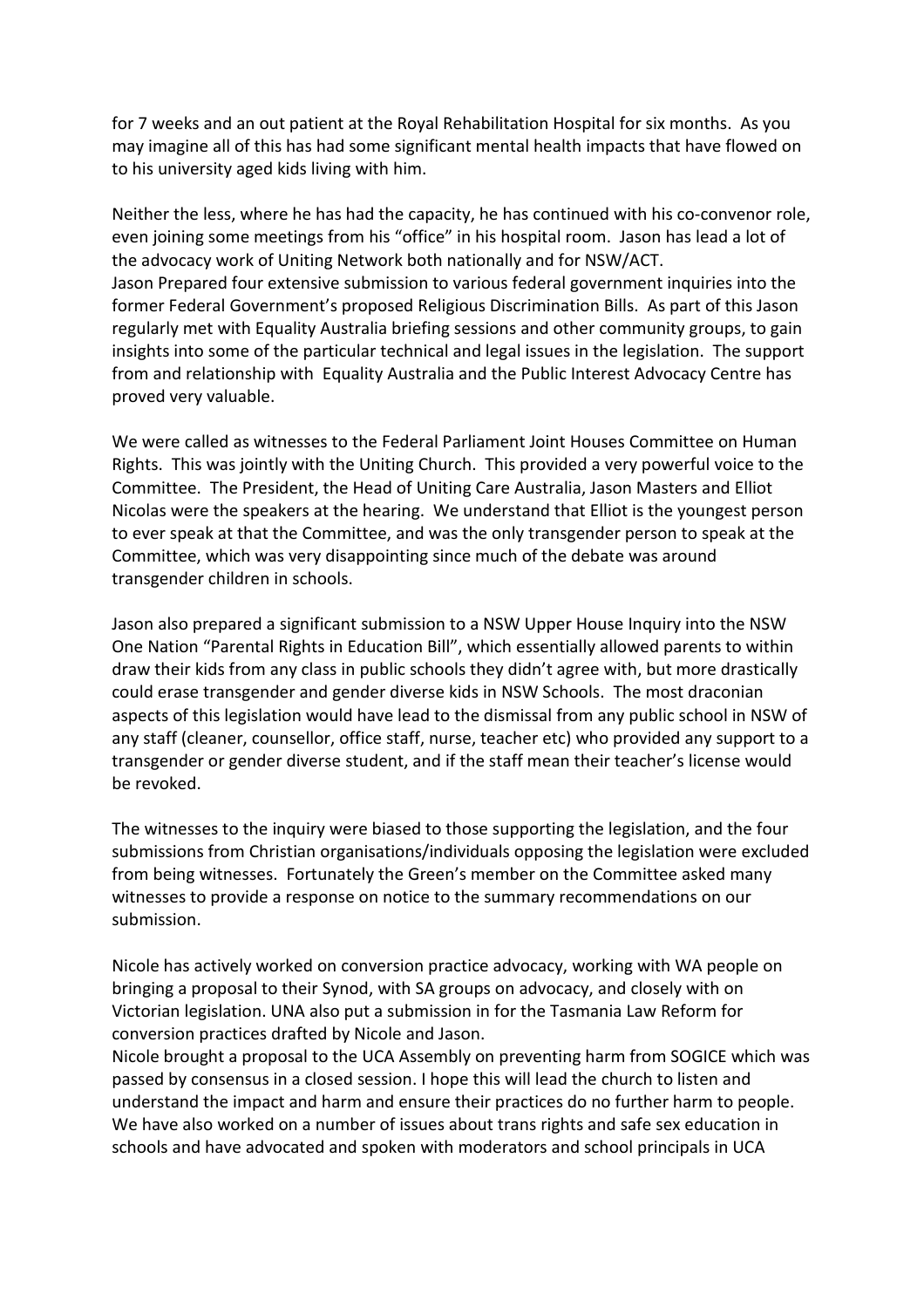for 7 weeks and an out patient at the Royal Rehabilitation Hospital for six months. As you may imagine all of this has had some significant mental health impacts that have flowed on to his university aged kids living with him.

Neither the less, where he has had the capacity, he has continued with his co-convenor role, even joining some meetings from his "office" in his hospital room. Jason has lead a lot of the advocacy work of Uniting Network both nationally and for NSW/ACT.
Jason Prepared four extensive submission to various federal government inquiries into the former Federal Government's proposed Religious Discrimination Bills. As part of this Jason regularly met with Equality Australia briefing sessions and other community groups, to gain insights into some of the particular technical and legal issues in the legislation. The support from and relationship with Equality Australia and the Public Interest Advocacy Centre has proved very valuable.

We were called as witnesses to the Federal Parliament Joint Houses Committee on Human Rights. This was jointly with the Uniting Church. This provided a very powerful voice to the Committee. The President, the Head of Uniting Care Australia, Jason Masters and Elliot Nicolas were the speakers at the hearing. We understand that Elliot is the youngest person to ever speak at that the Committee, and was the only transgender person to speak at the Committee, which was very disappointing since much of the debate was around transgender children in schools.

Jason also prepared a significant submission to a NSW Upper House Inquiry into the NSW One Nation "Parental Rights in Education Bill", which essentially allowed parents to within draw their kids from any class in public schools they didn't agree with, but more drastically could erase transgender and gender diverse kids in NSW Schools. The most draconian aspects of this legislation would have lead to the dismissal from any public school in NSW of any staff (cleaner, counsellor, office staff, nurse, teacher etc) who provided any support to a transgender or gender diverse student, and if the staff mean their teacher's license would be revoked.

The witnesses to the inquiry were biased to those supporting the legislation, and the four submissions from Christian organisations/individuals opposing the legislation were excluded from being witnesses. Fortunately the Green's member on the Committee asked many witnesses to provide a response on notice to the summary recommendations on our submission.

Nicole has actively worked on conversion practice advocacy, working with WA people on bringing a proposal to their Synod, with SA groups on advocacy, and closely with on Victorian legislation. UNA also put a submission in for the Tasmania Law Reform for conversion practices drafted by Nicole and Jason.
Nicole brought a proposal to the UCA Assembly on preventing harm from SOGICE which was passed by consensus in a closed session. I hope this will lead the church to listen and understand the impact and harm and ensure their practices do no further harm to people.
We have also worked on a number of issues about trans rights and safe sex education in schools and have advocated and spoken with moderators and school principals in UCA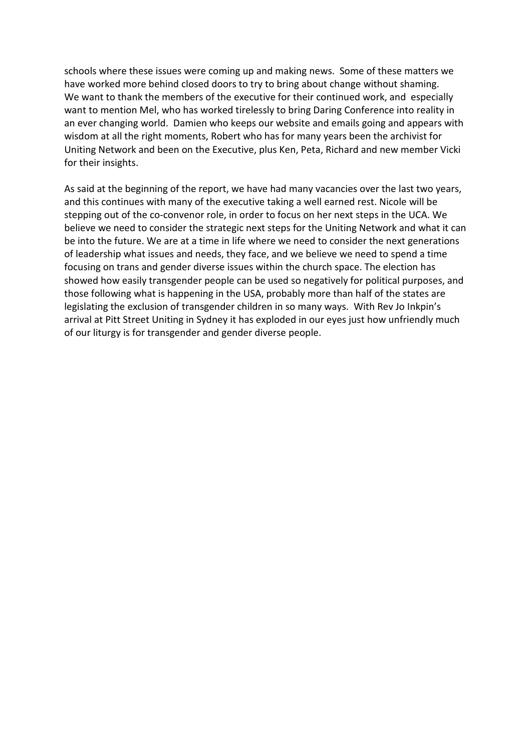schools where these issues were coming up and making news. Some of these matters we have worked more behind closed doors to try to bring about change without shaming.
We want to thank the members of the executive for their continued work, and especially want to mention Mel, who has worked tirelessly to bring Daring Conference into reality in an ever changing world. Damien who keeps our website and emails going and appears with wisdom at all the right moments, Robert who has for many years been the archivist for Uniting Network and been on the Executive, plus Ken, Peta, Richard and new member Vicki for their insights.

As said at the beginning of the report, we have had many vacancies over the last two years, and this continues with many of the executive taking a well earned rest. Nicole will be stepping out of the co-convenor role, in order to focus on her next steps in the UCA. We believe we need to consider the strategic next steps for the Uniting Network and what it can be into the future. We are at a time in life where we need to consider the next generations of leadership what issues and needs, they face, and we believe we need to spend a time focusing on trans and gender diverse issues within the church space. The election has showed how easily transgender people can be used so negatively for political purposes, and those following what is happening in the USA, probably more than half of the states are legislating the exclusion of transgender children in so many ways. With Rev Jo Inkpin's arrival at Pitt Street Uniting in Sydney it has exploded in our eyes just how unfriendly much of our liturgy is for transgender and gender diverse people.